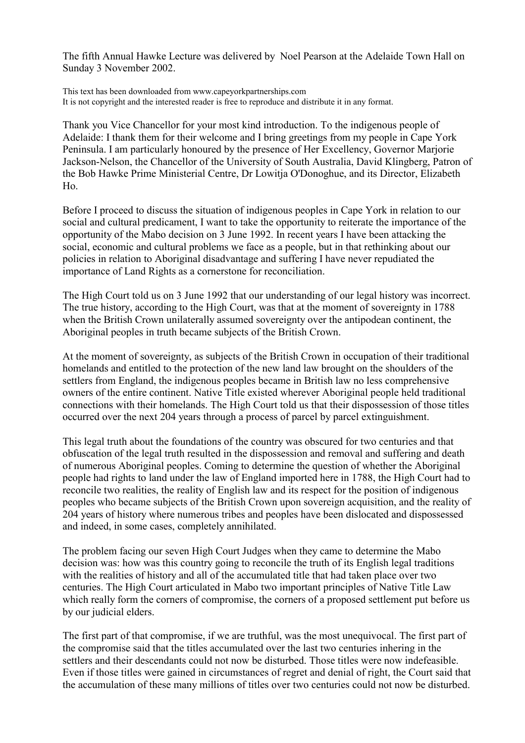The fifth Annual Hawke Lecture was delivered by Noel Pearson at the Adelaide Town Hall on Sunday 3 November 2002.

This text has been downloaded from www.capeyorkpartnerships.com
It is not copyright and the interested reader is free to reproduce and distribute it in any format.

Thank you Vice Chancellor for your most kind introduction. To the indigenous people of Adelaide: I thank them for their welcome and I bring greetings from my people in Cape York Peninsula. I am particularly honoured by the presence of Her Excellency, Governor Marjorie Jackson-Nelson, the Chancellor of the University of South Australia, David Klingberg, Patron of the Bob Hawke Prime Ministerial Centre, Dr Lowitja O'Donoghue, and its Director, Elizabeth Ho.

Before I proceed to discuss the situation of indigenous peoples in Cape York in relation to our social and cultural predicament, I want to take the opportunity to reiterate the importance of the opportunity of the Mabo decision on 3 June 1992. In recent years I have been attacking the social, economic and cultural problems we face as a people, but in that rethinking about our policies in relation to Aboriginal disadvantage and suffering I have never repudiated the importance of Land Rights as a cornerstone for reconciliation.

The High Court told us on 3 June 1992 that our understanding of our legal history was incorrect. The true history, according to the High Court, was that at the moment of sovereignty in 1788 when the British Crown unilaterally assumed sovereignty over the antipodean continent, the Aboriginal peoples in truth became subjects of the British Crown.

At the moment of sovereignty, as subjects of the British Crown in occupation of their traditional homelands and entitled to the protection of the new land law brought on the shoulders of the settlers from England, the indigenous peoples became in British law no less comprehensive owners of the entire continent. Native Title existed wherever Aboriginal people held traditional connections with their homelands. The High Court told us that their dispossession of those titles occurred over the next 204 years through a process of parcel by parcel extinguishment.

This legal truth about the foundations of the country was obscured for two centuries and that obfuscation of the legal truth resulted in the dispossession and removal and suffering and death of numerous Aboriginal peoples. Coming to determine the question of whether the Aboriginal people had rights to land under the law of England imported here in 1788, the High Court had to reconcile two realities, the reality of English law and its respect for the position of indigenous peoples who became subjects of the British Crown upon sovereign acquisition, and the reality of 204 years of history where numerous tribes and peoples have been dislocated and dispossessed and indeed, in some cases, completely annihilated.

The problem facing our seven High Court Judges when they came to determine the Mabo decision was: how was this country going to reconcile the truth of its English legal traditions with the realities of history and all of the accumulated title that had taken place over two centuries. The High Court articulated in Mabo two important principles of Native Title Law which really form the corners of compromise, the corners of a proposed settlement put before us by our judicial elders.

The first part of that compromise, if we are truthful, was the most unequivocal. The first part of the compromise said that the titles accumulated over the last two centuries inhering in the settlers and their descendants could not now be disturbed. Those titles were now indefeasible. Even if those titles were gained in circumstances of regret and denial of right, the Court said that the accumulation of these many millions of titles over two centuries could not now be disturbed.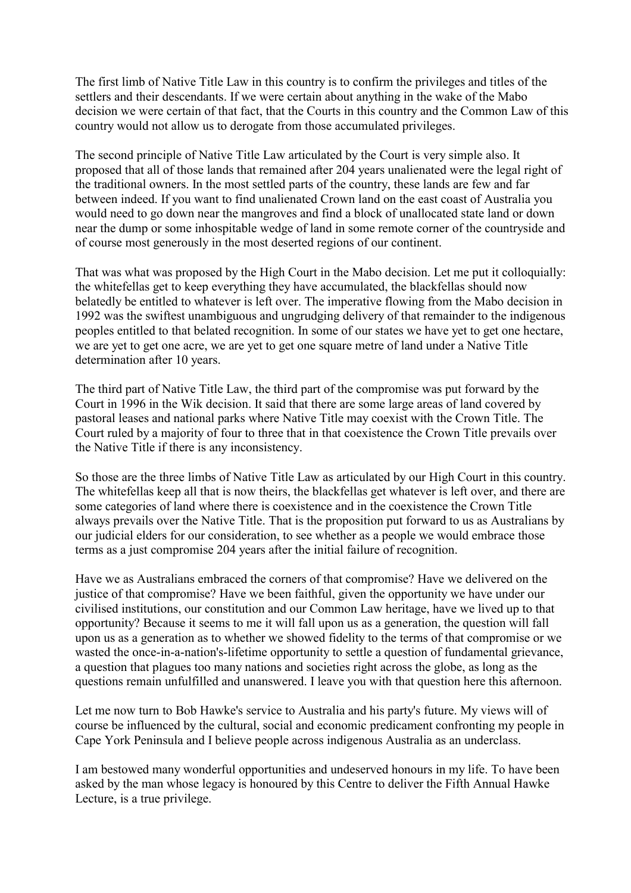The first limb of Native Title Law in this country is to confirm the privileges and titles of the settlers and their descendants. If we were certain about anything in the wake of the Mabo decision we were certain of that fact, that the Courts in this country and the Common Law of this country would not allow us to derogate from those accumulated privileges.

The second principle of Native Title Law articulated by the Court is very simple also. It proposed that all of those lands that remained after 204 years unalienated were the legal right of the traditional owners. In the most settled parts of the country, these lands are few and far between indeed. If you want to find unalienated Crown land on the east coast of Australia you would need to go down near the mangroves and find a block of unallocated state land or down near the dump or some inhospitable wedge of land in some remote corner of the countryside and of course most generously in the most deserted regions of our continent.

That was what was proposed by the High Court in the Mabo decision. Let me put it colloquially: the whitefellas get to keep everything they have accumulated, the blackfellas should now belatedly be entitled to whatever is left over. The imperative flowing from the Mabo decision in 1992 was the swiftest unambiguous and ungrudging delivery of that remainder to the indigenous peoples entitled to that belated recognition. In some of our states we have yet to get one hectare, we are yet to get one acre, we are yet to get one square metre of land under a Native Title determination after 10 years.

The third part of Native Title Law, the third part of the compromise was put forward by the Court in 1996 in the Wik decision. It said that there are some large areas of land covered by pastoral leases and national parks where Native Title may coexist with the Crown Title. The Court ruled by a majority of four to three that in that coexistence the Crown Title prevails over the Native Title if there is any inconsistency.

So those are the three limbs of Native Title Law as articulated by our High Court in this country. The whitefellas keep all that is now theirs, the blackfellas get whatever is left over, and there are some categories of land where there is coexistence and in the coexistence the Crown Title always prevails over the Native Title. That is the proposition put forward to us as Australians by our judicial elders for our consideration, to see whether as a people we would embrace those terms as a just compromise 204 years after the initial failure of recognition.

Have we as Australians embraced the corners of that compromise? Have we delivered on the justice of that compromise? Have we been faithful, given the opportunity we have under our civilised institutions, our constitution and our Common Law heritage, have we lived up to that opportunity? Because it seems to me it will fall upon us as a generation, the question will fall upon us as a generation as to whether we showed fidelity to the terms of that compromise or we wasted the once-in-a-nation's-lifetime opportunity to settle a question of fundamental grievance, a question that plagues too many nations and societies right across the globe, as long as the questions remain unfulfilled and unanswered. I leave you with that question here this afternoon.

Let me now turn to Bob Hawke's service to Australia and his party's future. My views will of course be influenced by the cultural, social and economic predicament confronting my people in Cape York Peninsula and I believe people across indigenous Australia as an underclass.

I am bestowed many wonderful opportunities and undeserved honours in my life. To have been asked by the man whose legacy is honoured by this Centre to deliver the Fifth Annual Hawke Lecture, is a true privilege.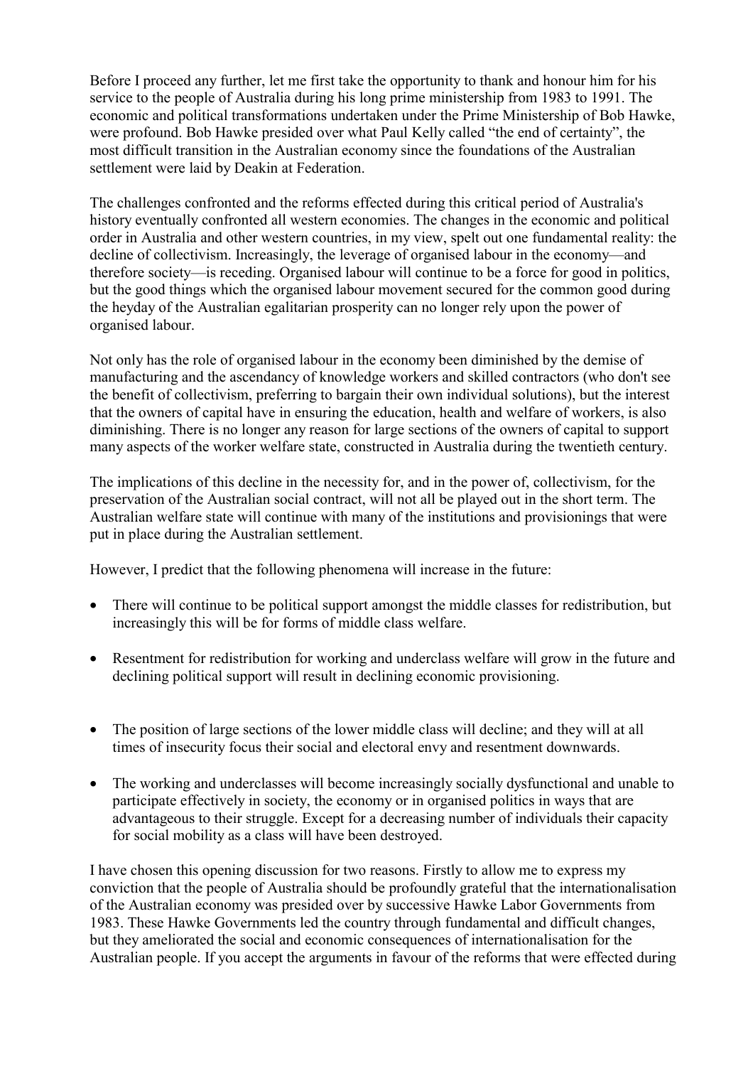Before I proceed any further, let me first take the opportunity to thank and honour him for his service to the people of Australia during his long prime ministership from 1983 to 1991. The economic and political transformations undertaken under the Prime Ministership of Bob Hawke, were profound. Bob Hawke presided over what Paul Kelly called "the end of certainty", the most difficult transition in the Australian economy since the foundations of the Australian settlement were laid by Deakin at Federation.

The challenges confronted and the reforms effected during this critical period of Australia's history eventually confronted all western economies. The changes in the economic and political order in Australia and other western countries, in my view, spelt out one fundamental reality: the decline of collectivism. Increasingly, the leverage of organised labour in the economy—and therefore society—is receding. Organised labour will continue to be a force for good in politics, but the good things which the organised labour movement secured for the common good during the heyday of the Australian egalitarian prosperity can no longer rely upon the power of organised labour.

Not only has the role of organised labour in the economy been diminished by the demise of manufacturing and the ascendancy of knowledge workers and skilled contractors (who don't see the benefit of collectivism, preferring to bargain their own individual solutions), but the interest that the owners of capital have in ensuring the education, health and welfare of workers, is also diminishing. There is no longer any reason for large sections of the owners of capital to support many aspects of the worker welfare state, constructed in Australia during the twentieth century.

The implications of this decline in the necessity for, and in the power of, collectivism, for the preservation of the Australian social contract, will not all be played out in the short term. The Australian welfare state will continue with many of the institutions and provisionings that were put in place during the Australian settlement.

However, I predict that the following phenomena will increase in the future:

- There will continue to be political support amongst the middle classes for redistribution, but increasingly this will be for forms of middle class welfare.
- Resentment for redistribution for working and underclass welfare will grow in the future and declining political support will result in declining economic provisioning.
- The position of large sections of the lower middle class will decline; and they will at all times of insecurity focus their social and electoral envy and resentment downwards.
- The working and underclasses will become increasingly socially dysfunctional and unable to participate effectively in society, the economy or in organised politics in ways that are advantageous to their struggle. Except for a decreasing number of individuals their capacity for social mobility as a class will have been destroyed.

I have chosen this opening discussion for two reasons. Firstly to allow me to express my conviction that the people of Australia should be profoundly grateful that the internationalisation of the Australian economy was presided over by successive Hawke Labor Governments from 1983. These Hawke Governments led the country through fundamental and difficult changes, but they ameliorated the social and economic consequences of internationalisation for the Australian people. If you accept the arguments in favour of the reforms that were effected during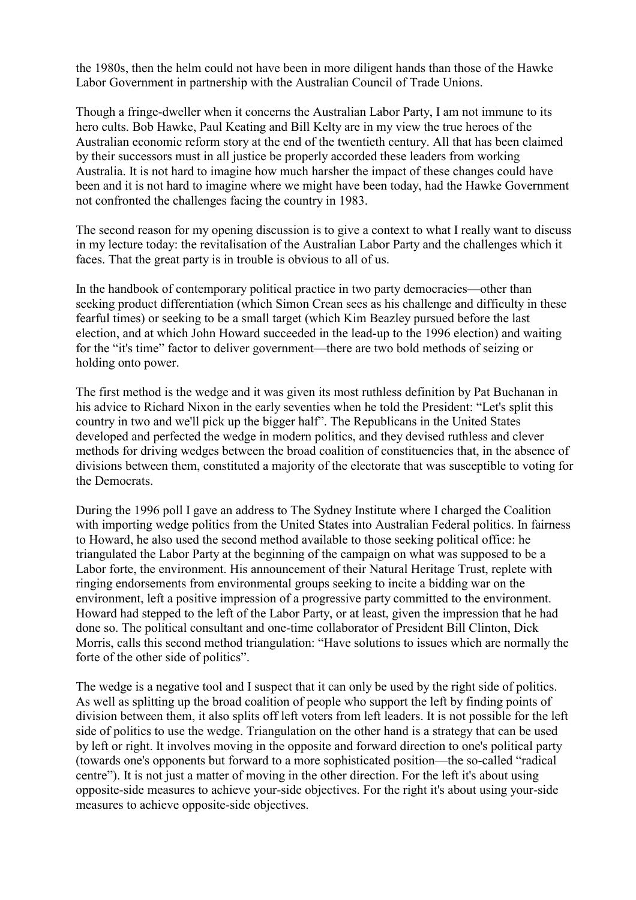the 1980s, then the helm could not have been in more diligent hands than those of the Hawke Labor Government in partnership with the Australian Council of Trade Unions.

Though a fringe-dweller when it concerns the Australian Labor Party, I am not immune to its hero cults. Bob Hawke, Paul Keating and Bill Kelty are in my view the true heroes of the Australian economic reform story at the end of the twentieth century. All that has been claimed by their successors must in all justice be properly accorded these leaders from working Australia. It is not hard to imagine how much harsher the impact of these changes could have been and it is not hard to imagine where we might have been today, had the Hawke Government not confronted the challenges facing the country in 1983.

The second reason for my opening discussion is to give a context to what I really want to discuss in my lecture today: the revitalisation of the Australian Labor Party and the challenges which it faces. That the great party is in trouble is obvious to all of us.

In the handbook of contemporary political practice in two party democracies—other than seeking product differentiation (which Simon Crean sees as his challenge and difficulty in these fearful times) or seeking to be a small target (which Kim Beazley pursued before the last election, and at which John Howard succeeded in the lead-up to the 1996 election) and waiting for the "it's time" factor to deliver government—there are two bold methods of seizing or holding onto power.

The first method is the wedge and it was given its most ruthless definition by Pat Buchanan in his advice to Richard Nixon in the early seventies when he told the President: "Let's split this country in two and we'll pick up the bigger half". The Republicans in the United States developed and perfected the wedge in modern politics, and they devised ruthless and clever methods for driving wedges between the broad coalition of constituencies that, in the absence of divisions between them, constituted a majority of the electorate that was susceptible to voting for the Democrats.

During the 1996 poll I gave an address to The Sydney Institute where I charged the Coalition with importing wedge politics from the United States into Australian Federal politics. In fairness to Howard, he also used the second method available to those seeking political office: he triangulated the Labor Party at the beginning of the campaign on what was supposed to be a Labor forte, the environment. His announcement of their Natural Heritage Trust, replete with ringing endorsements from environmental groups seeking to incite a bidding war on the environment, left a positive impression of a progressive party committed to the environment. Howard had stepped to the left of the Labor Party, or at least, given the impression that he had done so. The political consultant and one-time collaborator of President Bill Clinton, Dick Morris, calls this second method triangulation: "Have solutions to issues which are normally the forte of the other side of politics".

The wedge is a negative tool and I suspect that it can only be used by the right side of politics. As well as splitting up the broad coalition of people who support the left by finding points of division between them, it also splits off left voters from left leaders. It is not possible for the left side of politics to use the wedge. Triangulation on the other hand is a strategy that can be used by left or right. It involves moving in the opposite and forward direction to one's political party (towards one's opponents but forward to a more sophisticated position—the so-called "radical centre"). It is not just a matter of moving in the other direction. For the left it's about using opposite-side measures to achieve your-side objectives. For the right it's about using your-side measures to achieve opposite-side objectives.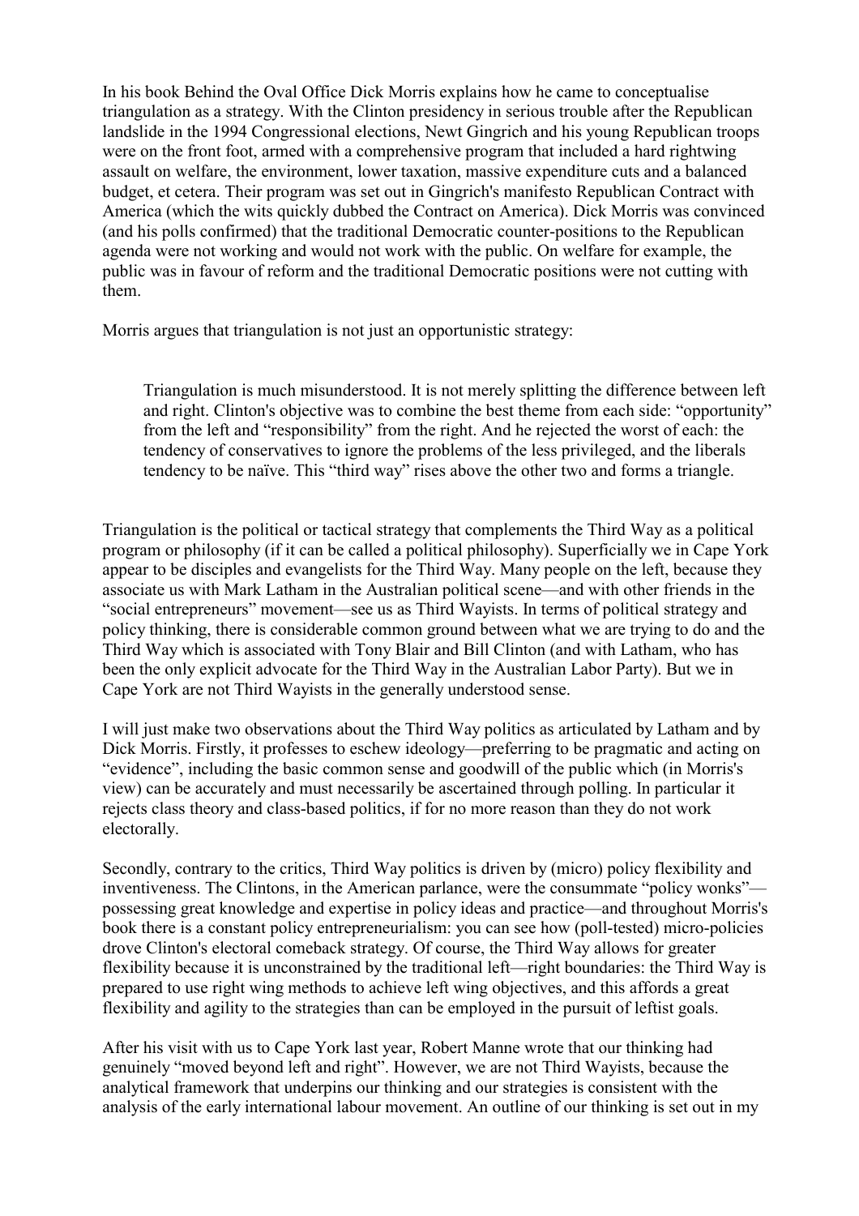In his book Behind the Oval Office Dick Morris explains how he came to conceptualise triangulation as a strategy. With the Clinton presidency in serious trouble after the Republican landslide in the 1994 Congressional elections, Newt Gingrich and his young Republican troops were on the front foot, armed with a comprehensive program that included a hard rightwing assault on welfare, the environment, lower taxation, massive expenditure cuts and a balanced budget, et cetera. Their program was set out in Gingrich's manifesto Republican Contract with America (which the wits quickly dubbed the Contract on America). Dick Morris was convinced (and his polls confirmed) that the traditional Democratic counter-positions to the Republican agenda were not working and would not work with the public. On welfare for example, the public was in favour of reform and the traditional Democratic positions were not cutting with them.

Morris argues that triangulation is not just an opportunistic strategy:

> Triangulation is much misunderstood. It is not merely splitting the difference between left and right. Clinton's objective was to combine the best theme from each side: "opportunity" from the left and "responsibility" from the right. And he rejected the worst of each: the tendency of conservatives to ignore the problems of the less privileged, and the liberals tendency to be naïve. This "third way" rises above the other two and forms a triangle.

Triangulation is the political or tactical strategy that complements the Third Way as a political program or philosophy (if it can be called a political philosophy). Superficially we in Cape York appear to be disciples and evangelists for the Third Way. Many people on the left, because they associate us with Mark Latham in the Australian political scene—and with other friends in the "social entrepreneurs" movement—see us as Third Wayists. In terms of political strategy and policy thinking, there is considerable common ground between what we are trying to do and the Third Way which is associated with Tony Blair and Bill Clinton (and with Latham, who has been the only explicit advocate for the Third Way in the Australian Labor Party). But we in Cape York are not Third Wayists in the generally understood sense.

I will just make two observations about the Third Way politics as articulated by Latham and by Dick Morris. Firstly, it professes to eschew ideology—preferring to be pragmatic and acting on "evidence", including the basic common sense and goodwill of the public which (in Morris's view) can be accurately and must necessarily be ascertained through polling. In particular it rejects class theory and class-based politics, if for no more reason than they do not work electorally.

Secondly, contrary to the critics, Third Way politics is driven by (micro) policy flexibility and inventiveness. The Clintons, in the American parlance, were the consummate "policy wonks"—possessing great knowledge and expertise in policy ideas and practice—and throughout Morris's book there is a constant policy entrepreneurialism: you can see how (poll-tested) micro-policies drove Clinton's electoral comeback strategy. Of course, the Third Way allows for greater flexibility because it is unconstrained by the traditional left—right boundaries: the Third Way is prepared to use right wing methods to achieve left wing objectives, and this affords a great flexibility and agility to the strategies than can be employed in the pursuit of leftist goals.

After his visit with us to Cape York last year, Robert Manne wrote that our thinking had genuinely "moved beyond left and right". However, we are not Third Wayists, because the analytical framework that underpins our thinking and our strategies is consistent with the analysis of the early international labour movement. An outline of our thinking is set out in my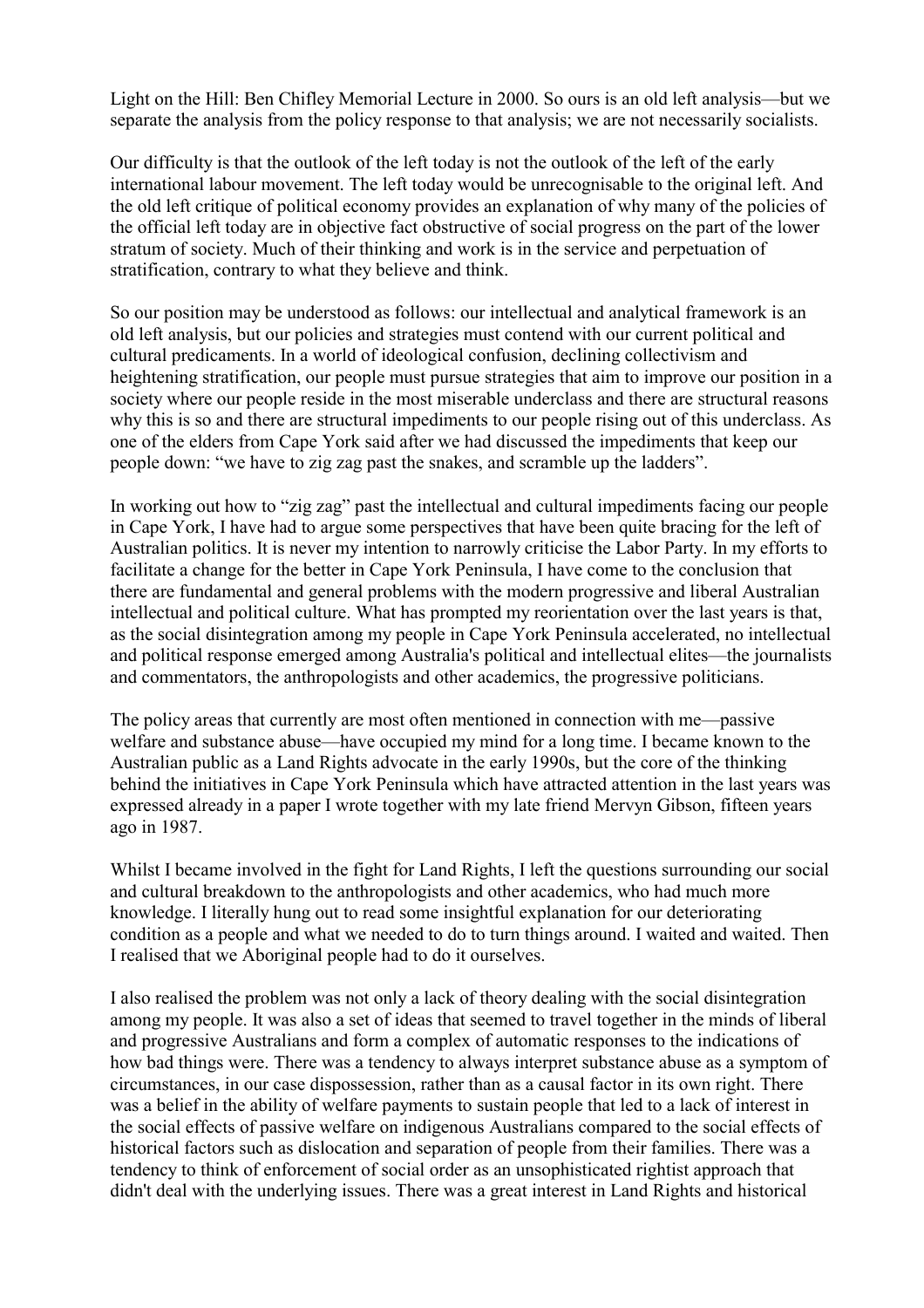Light on the Hill: Ben Chifley Memorial Lecture in 2000. So ours is an old left analysis—but we separate the analysis from the policy response to that analysis; we are not necessarily socialists.

Our difficulty is that the outlook of the left today is not the outlook of the left of the early international labour movement. The left today would be unrecognisable to the original left. And the old left critique of political economy provides an explanation of why many of the policies of the official left today are in objective fact obstructive of social progress on the part of the lower stratum of society. Much of their thinking and work is in the service and perpetuation of stratification, contrary to what they believe and think.

So our position may be understood as follows: our intellectual and analytical framework is an old left analysis, but our policies and strategies must contend with our current political and cultural predicaments. In a world of ideological confusion, declining collectivism and heightening stratification, our people must pursue strategies that aim to improve our position in a society where our people reside in the most miserable underclass and there are structural reasons why this is so and there are structural impediments to our people rising out of this underclass. As one of the elders from Cape York said after we had discussed the impediments that keep our people down: "we have to zig zag past the snakes, and scramble up the ladders".

In working out how to "zig zag" past the intellectual and cultural impediments facing our people in Cape York, I have had to argue some perspectives that have been quite bracing for the left of Australian politics. It is never my intention to narrowly criticise the Labor Party. In my efforts to facilitate a change for the better in Cape York Peninsula, I have come to the conclusion that there are fundamental and general problems with the modern progressive and liberal Australian intellectual and political culture. What has prompted my reorientation over the last years is that, as the social disintegration among my people in Cape York Peninsula accelerated, no intellectual and political response emerged among Australia's political and intellectual elites—the journalists and commentators, the anthropologists and other academics, the progressive politicians.

The policy areas that currently are most often mentioned in connection with me—passive welfare and substance abuse—have occupied my mind for a long time. I became known to the Australian public as a Land Rights advocate in the early 1990s, but the core of the thinking behind the initiatives in Cape York Peninsula which have attracted attention in the last years was expressed already in a paper I wrote together with my late friend Mervyn Gibson, fifteen years ago in 1987.

Whilst I became involved in the fight for Land Rights, I left the questions surrounding our social and cultural breakdown to the anthropologists and other academics, who had much more knowledge. I literally hung out to read some insightful explanation for our deteriorating condition as a people and what we needed to do to turn things around. I waited and waited. Then I realised that we Aboriginal people had to do it ourselves.

I also realised the problem was not only a lack of theory dealing with the social disintegration among my people. It was also a set of ideas that seemed to travel together in the minds of liberal and progressive Australians and form a complex of automatic responses to the indications of how bad things were. There was a tendency to always interpret substance abuse as a symptom of circumstances, in our case dispossession, rather than as a causal factor in its own right. There was a belief in the ability of welfare payments to sustain people that led to a lack of interest in the social effects of passive welfare on indigenous Australians compared to the social effects of historical factors such as dislocation and separation of people from their families. There was a tendency to think of enforcement of social order as an unsophisticated rightist approach that didn't deal with the underlying issues. There was a great interest in Land Rights and historical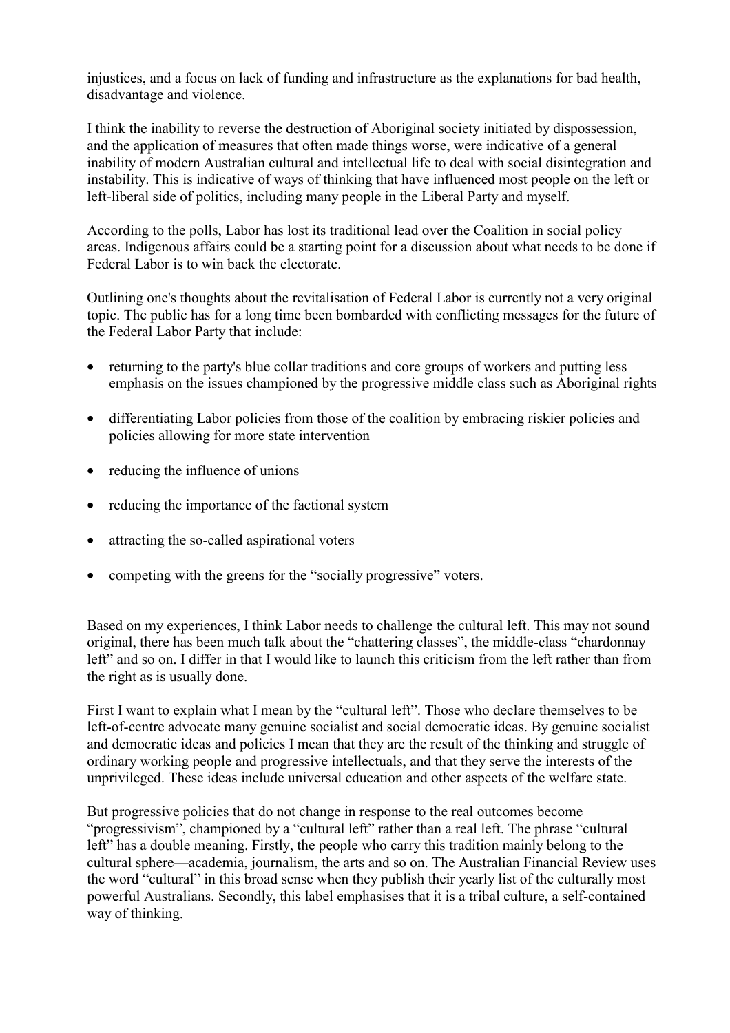injustices, and a focus on lack of funding and infrastructure as the explanations for bad health, disadvantage and violence.

I think the inability to reverse the destruction of Aboriginal society initiated by dispossession, and the application of measures that often made things worse, were indicative of a general inability of modern Australian cultural and intellectual life to deal with social disintegration and instability. This is indicative of ways of thinking that have influenced most people on the left or left-liberal side of politics, including many people in the Liberal Party and myself.

According to the polls, Labor has lost its traditional lead over the Coalition in social policy areas. Indigenous affairs could be a starting point for a discussion about what needs to be done if Federal Labor is to win back the electorate.

Outlining one's thoughts about the revitalisation of Federal Labor is currently not a very original topic. The public has for a long time been bombarded with conflicting messages for the future of the Federal Labor Party that include:

- returning to the party's blue collar traditions and core groups of workers and putting less emphasis on the issues championed by the progressive middle class such as Aboriginal rights
- differentiating Labor policies from those of the coalition by embracing riskier policies and policies allowing for more state intervention
- reducing the influence of unions
- reducing the importance of the factional system
- attracting the so-called aspirational voters
- competing with the greens for the "socially progressive" voters.

Based on my experiences, I think Labor needs to challenge the cultural left. This may not sound original, there has been much talk about the "chattering classes", the middle-class "chardonnay left" and so on. I differ in that I would like to launch this criticism from the left rather than from the right as is usually done.

First I want to explain what I mean by the "cultural left". Those who declare themselves to be left-of-centre advocate many genuine socialist and social democratic ideas. By genuine socialist and democratic ideas and policies I mean that they are the result of the thinking and struggle of ordinary working people and progressive intellectuals, and that they serve the interests of the unprivileged. These ideas include universal education and other aspects of the welfare state.

But progressive policies that do not change in response to the real outcomes become "progressivism", championed by a "cultural left" rather than a real left. The phrase "cultural left" has a double meaning. Firstly, the people who carry this tradition mainly belong to the cultural sphere—academia, journalism, the arts and so on. The Australian Financial Review uses the word "cultural" in this broad sense when they publish their yearly list of the culturally most powerful Australians. Secondly, this label emphasises that it is a tribal culture, a self-contained way of thinking.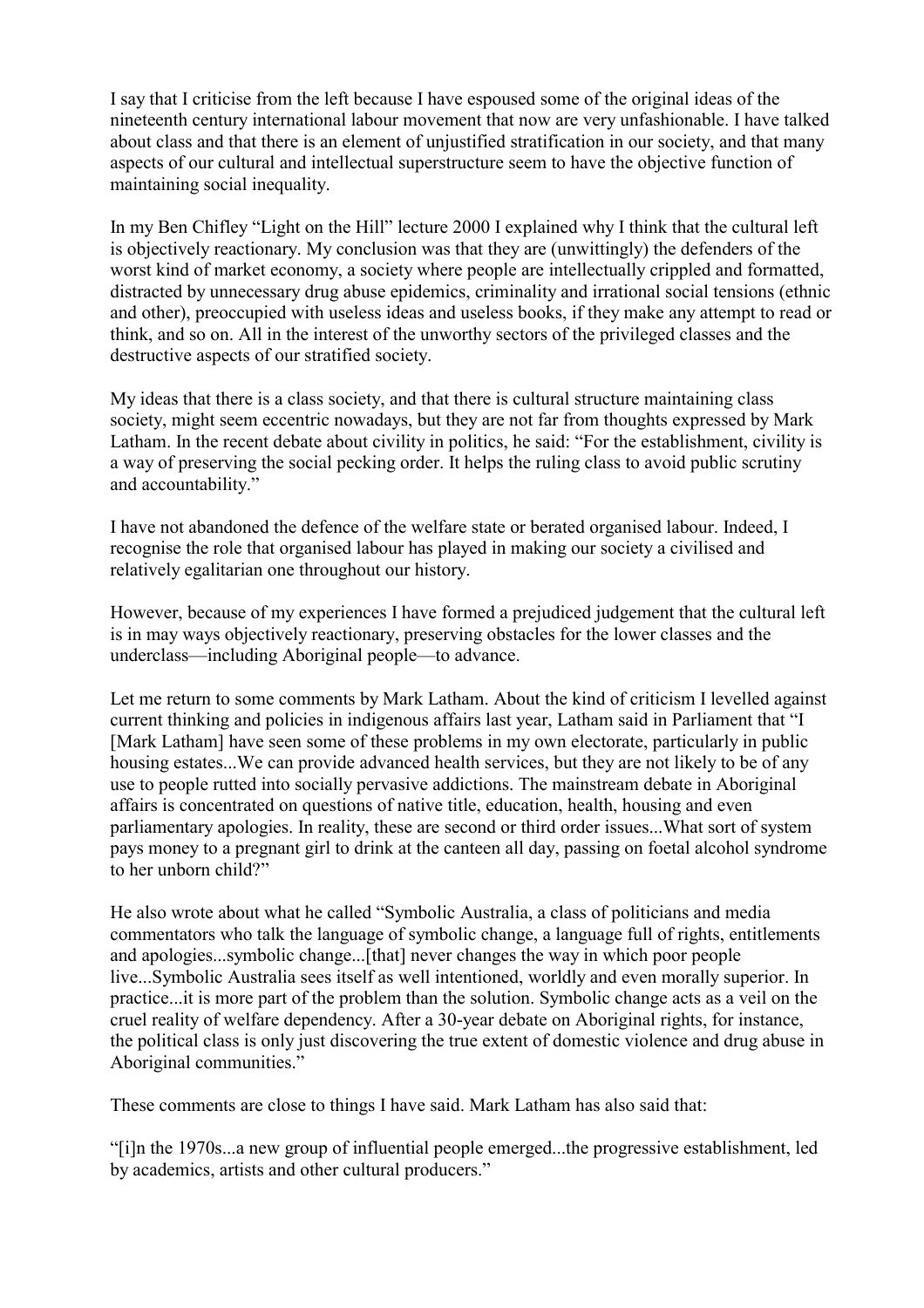I say that I criticise from the left because I have espoused some of the original ideas of the nineteenth century international labour movement that now are very unfashionable. I have talked about class and that there is an element of unjustified stratification in our society, and that many aspects of our cultural and intellectual superstructure seem to have the objective function of maintaining social inequality.

In my Ben Chifley "Light on the Hill" lecture 2000 I explained why I think that the cultural left is objectively reactionary. My conclusion was that they are (unwittingly) the defenders of the worst kind of market economy, a society where people are intellectually crippled and formatted, distracted by unnecessary drug abuse epidemics, criminality and irrational social tensions (ethnic and other), preoccupied with useless ideas and useless books, if they make any attempt to read or think, and so on. All in the interest of the unworthy sectors of the privileged classes and the destructive aspects of our stratified society.

My ideas that there is a class society, and that there is cultural structure maintaining class society, might seem eccentric nowadays, but they are not far from thoughts expressed by Mark Latham. In the recent debate about civility in politics, he said: "For the establishment, civility is a way of preserving the social pecking order. It helps the ruling class to avoid public scrutiny and accountability."

I have not abandoned the defence of the welfare state or berated organised labour. Indeed, I recognise the role that organised labour has played in making our society a civilised and relatively egalitarian one throughout our history.

However, because of my experiences I have formed a prejudiced judgement that the cultural left is in may ways objectively reactionary, preserving obstacles for the lower classes and the underclass—including Aboriginal people—to advance.

Let me return to some comments by Mark Latham. About the kind of criticism I levelled against current thinking and policies in indigenous affairs last year, Latham said in Parliament that "I [Mark Latham] have seen some of these problems in my own electorate, particularly in public housing estates...We can provide advanced health services, but they are not likely to be of any use to people rutted into socially pervasive addictions. The mainstream debate in Aboriginal affairs is concentrated on questions of native title, education, health, housing and even parliamentary apologies. In reality, these are second or third order issues...What sort of system pays money to a pregnant girl to drink at the canteen all day, passing on foetal alcohol syndrome to her unborn child?"

He also wrote about what he called "Symbolic Australia, a class of politicians and media commentators who talk the language of symbolic change, a language full of rights, entitlements and apologies...symbolic change...[that] never changes the way in which poor people live...Symbolic Australia sees itself as well intentioned, worldly and even morally superior. In practice...it is more part of the problem than the solution. Symbolic change acts as a veil on the cruel reality of welfare dependency. After a 30-year debate on Aboriginal rights, for instance, the political class is only just discovering the true extent of domestic violence and drug abuse in Aboriginal communities."

These comments are close to things I have said. Mark Latham has also said that:

"[i]n the 1970s...a new group of influential people emerged...the progressive establishment, led by academics, artists and other cultural producers."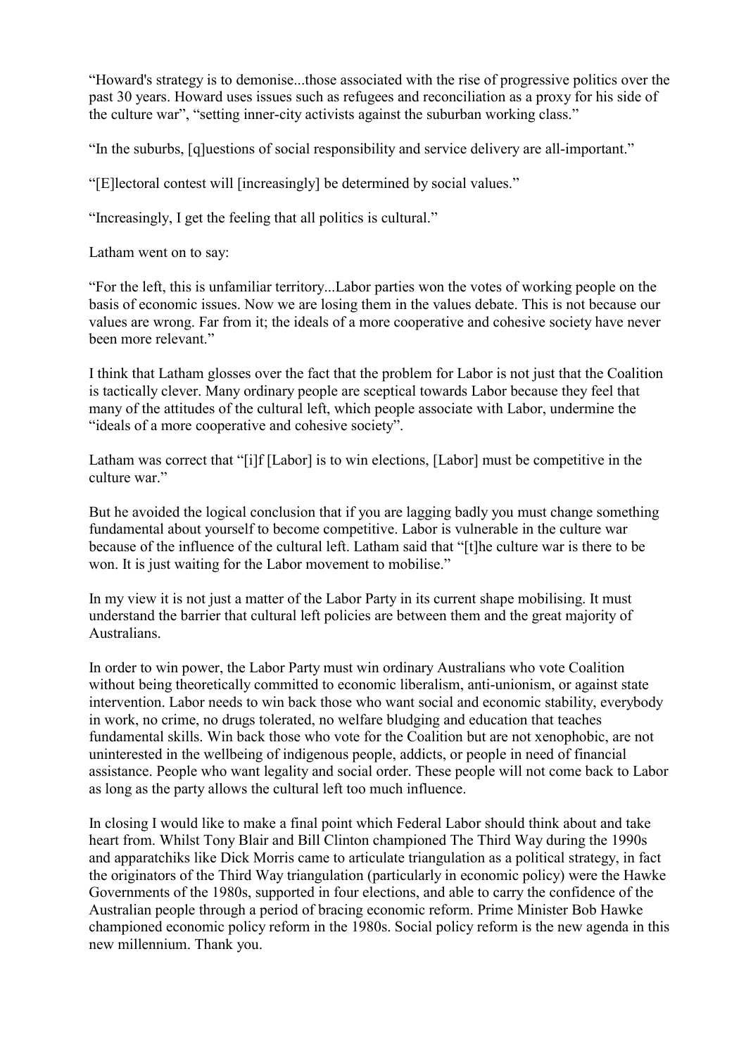"Howard's strategy is to demonise...those associated with the rise of progressive politics over the past 30 years. Howard uses issues such as refugees and reconciliation as a proxy for his side of the culture war", "setting inner-city activists against the suburban working class."

"In the suburbs, [q]uestions of social responsibility and service delivery are all-important."

"[E]lectoral contest will [increasingly] be determined by social values."

"Increasingly, I get the feeling that all politics is cultural."

Latham went on to say:

"For the left, this is unfamiliar territory...Labor parties won the votes of working people on the basis of economic issues. Now we are losing them in the values debate. This is not because our values are wrong. Far from it; the ideals of a more cooperative and cohesive society have never been more relevant."

I think that Latham glosses over the fact that the problem for Labor is not just that the Coalition is tactically clever. Many ordinary people are sceptical towards Labor because they feel that many of the attitudes of the cultural left, which people associate with Labor, undermine the "ideals of a more cooperative and cohesive society".

Latham was correct that "[i]f [Labor] is to win elections, [Labor] must be competitive in the culture war."

But he avoided the logical conclusion that if you are lagging badly you must change something fundamental about yourself to become competitive. Labor is vulnerable in the culture war because of the influence of the cultural left. Latham said that "[t]he culture war is there to be won. It is just waiting for the Labor movement to mobilise."

In my view it is not just a matter of the Labor Party in its current shape mobilising. It must understand the barrier that cultural left policies are between them and the great majority of Australians.

In order to win power, the Labor Party must win ordinary Australians who vote Coalition without being theoretically committed to economic liberalism, anti-unionism, or against state intervention. Labor needs to win back those who want social and economic stability, everybody in work, no crime, no drugs tolerated, no welfare bludging and education that teaches fundamental skills. Win back those who vote for the Coalition but are not xenophobic, are not uninterested in the wellbeing of indigenous people, addicts, or people in need of financial assistance. People who want legality and social order. These people will not come back to Labor as long as the party allows the cultural left too much influence.

In closing I would like to make a final point which Federal Labor should think about and take heart from. Whilst Tony Blair and Bill Clinton championed The Third Way during the 1990s and apparatchiks like Dick Morris came to articulate triangulation as a political strategy, in fact the originators of the Third Way triangulation (particularly in economic policy) were the Hawke Governments of the 1980s, supported in four elections, and able to carry the confidence of the Australian people through a period of bracing economic reform. Prime Minister Bob Hawke championed economic policy reform in the 1980s. Social policy reform is the new agenda in this new millennium. Thank you.